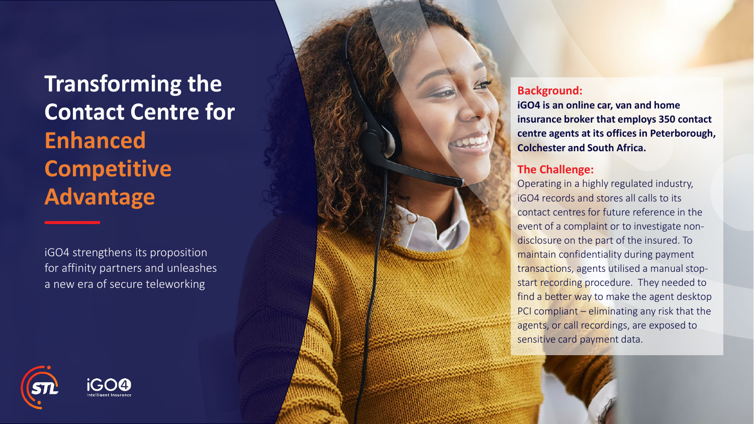# Transforming the Contact Centre for Enhanced Competitive Advantage

iGO4 strengthens its proposition for affinity partners and unleashes a new era of secure teleworking

## Background:

**iGO4 is an online car, van and home insurance broker that employs 350 contact centre agents at its offices in Peterborough, Colchester and South Africa.**

## The Challenge:

Operating in a highly regulated industry, iGO4 records and stores all calls to its contact centres for future reference in the event of a complaint or to investigate non-disclosure on the part of the insured. To maintain confidentiality during payment transactions, agents utilised a manual stop-start recording procedure. They needed to find a better way to make the agent desktop PCI compliant – eliminating any risk that the agents, or call recordings, are exposed to sensitive card payment data.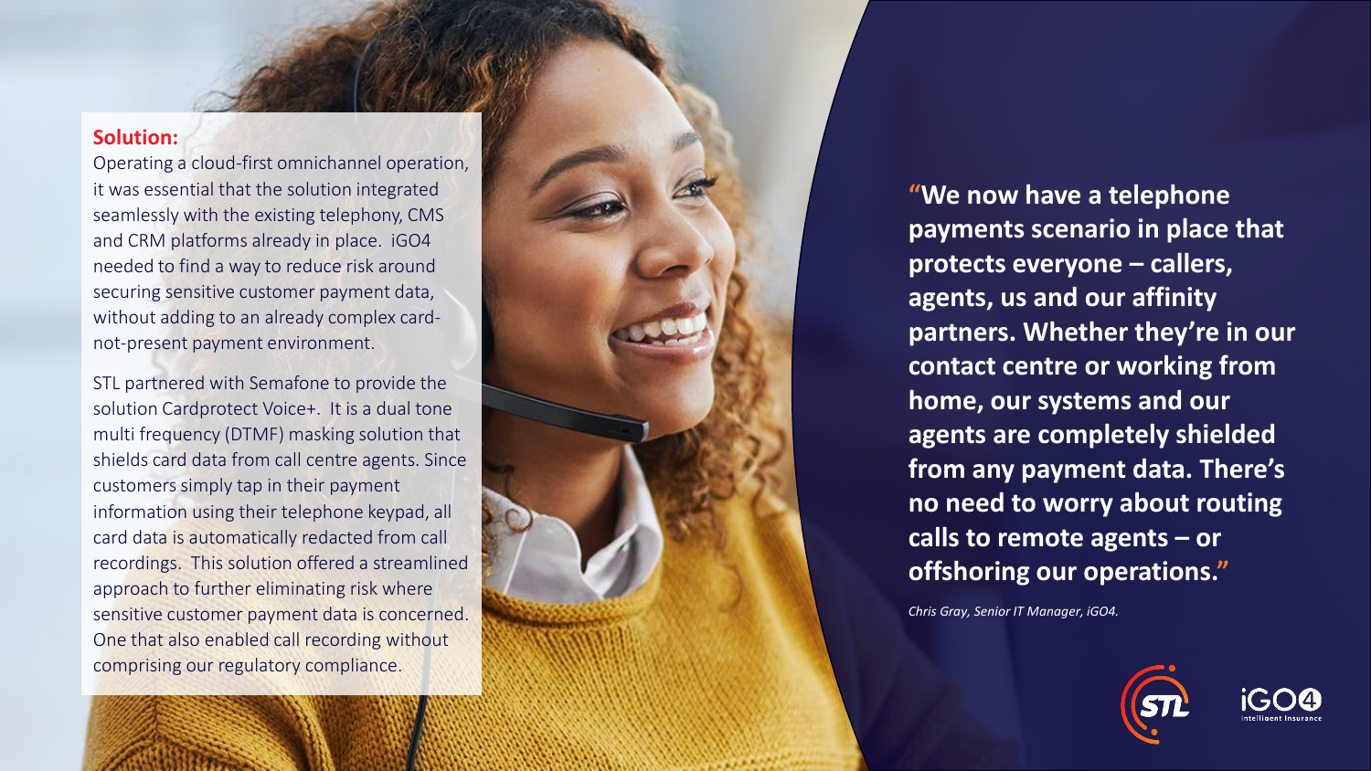**Solution:**

Operating a cloud-first omnichannel operation, it was essential that the solution integrated seamlessly with the existing telephony, CMS and CRM platforms already in place. iGO4 needed to find a way to reduce risk around securing sensitive customer payment data, without adding to an already complex card-not-present payment environment.

STL partnered with Semafone to provide the solution Cardprotect Voice+. It is a dual tone multi frequency (DTMF) masking solution that shields card data from call centre agents. Since customers simply tap in their payment information using their telephone keypad, all card data is automatically redacted from call recordings. This solution offered a streamlined approach to further eliminating risk where sensitive customer payment data is concerned. One that also enabled call recording without comprising our regulatory compliance.

**"We now have a telephone payments scenario in place that protects everyone – callers, agents, us and our affinity partners. Whether they're in our contact centre or working from home, our systems and our agents are completely shielded from any payment data. There's no need to worry about routing calls to remote agents – or offshoring our operations."**

*Chris Gray, Senior IT Manager, iGO4.*

STL

iGO4 Intelligent Insurance